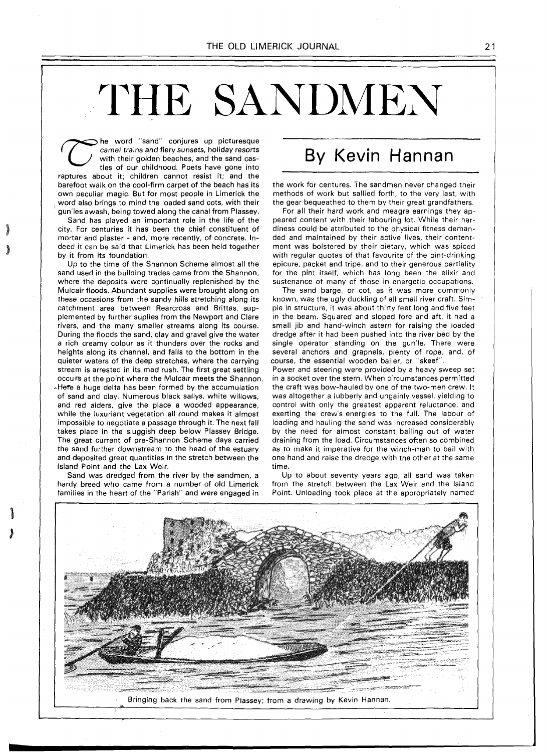# THE SANDMEN

## By Kevin Hannan

The word "sand" conjures up picturesque camel trains and fiery sunsets, holiday resorts with their golden beaches, and the sand castles of our childhood. Poets have gone into raptures about it; children cannot resist it; and the barefoot walk on the cool-firm carpet of the beach has its own peculiar magic. But for most people in Limerick the word also brings to mind the loaded sand cots, with their gun'les awash, being towed along the canal from Plassey.

Sand has played an important role in the life of the city. For centuries it has been the chief constituent of mortar and plaster - and, more recently, of concrete. Indeed it can be said that Limerick has been held together by it from its foundation.

Up to the time of the Shannon Scheme almost all the sand used in the building trades came from the Shannon, where the deposits were continually replenished by the Mulcair floods. Abundant supplies were brought along on these occasions from the sandy hills stretching along its catchment area between Rearcross and Brittas, supplemented by further suplies from the Newport and Clare rivers, and the many smaller streams along its course. During the floods the sand, clay and gravel give the water a rich creamy colour as it thunders over the rocks and heights along its channel, and falls to the bottom in the quieter waters of the deep stretches, where the carrying stream is arrested in its mad rush. The first great settling occurs at the point where the Mulcair meets the Shannon. Here a huge delta has been formed by the accumulation of sand and clay. Numerous black sallys, white willows, and red alders, give the place a wooded appearance, while the luxuriant vegetation all round makes it almost impossible to negotiate a passage through it. The next fall takes place in the sluggish deep below Plassey Bridge. The great current of pre-Shannon Scheme days carried the sand further downstream to the head of the estuary and deposited great quantities in the stretch between the Island Point and the Lax Weir.

Sand was dredged from the river by the sandmen, a hardy breed who came from a number of old Limerick families in the heart of the "Parish" and were engaged in the work for centuries. The sandmen never changed their methods of work but sallied forth, to the very last, with the gear bequeathed to them by their great grandfathers.

For all their hard work and meagre earnings they appeared content with their labouring lot. While their hardiness could be attributed to the physical fitness demanded and maintained by their active lives, their contentment was bolstered by their dietary, which was spiced with regular quotas of that favourite of the pint-drinking epicure, packet and tripe, and to their generous partiality for the pint itself, which has long been the elixir and sustenance of many of those in energetic occupations.

The sand barge, or cot, as it was more commonly known, was the ugly duckling of all small river craft. Simple in structure, it was about thirty feet long and five feet in the beam. Squared and sloped fore and aft, it had a small jib and hand-winch astern for raising the loaded dredge after it had been pushed into the river bed by the single operator standing on the gun'le. There were several anchors and grapnels, plenty of rope, and, of course, the essential wooden bailer, or "skeef".

Power and steering were provided by a heavy sweep set in a socket over the stern. When circumstances permitted the craft was bow-hauled by one of the two-men crew. It was altogether a lubberly and ungainly vessel, yielding to control with only the greatest apparent reluctance, and exerting the crew's energies to the full. The labour of loading and hauling the sand was increased considerably by the need for almost constant bailing out of water draining from the load. Circumstances often so combined as to make it imperative for the winch-man to bail with one hand and raise the dredge with the other at the same time.

Up to about seventy years ago, all sand was taken from the stretch between the Lax Weir and the Island Point. Unloading took place at the appropriately named

Bringing back the sand from Plassey; from a drawing by Kevin Hannan.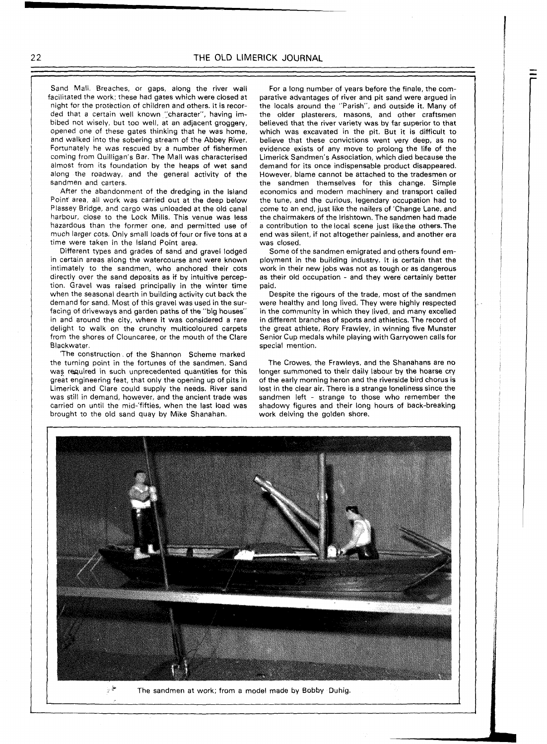Sand Mall. Breaches, or gaps, along the river wall facilitated the work; these had gates which were closed at night for the protection of children and others. It is recorded that a certain well known "character", having imbibed not wisely, but too well, at an adjacent groggery, opened one of these gates thinking that he was home, and walked into the sobering stream of the Abbey River. Fortunately he was rescued by a number of fishermen coming from Quilligan's Bar. The Mall was characterised almost from its foundation by the heaps of wet sand along the roadway, and the general activity of the sandmen and carters.

After the abandonment of the dredging in the Island Point area, all work was carried out at the deep below Plassey Bridge, and cargo was unloaded at the old canal harbour, close to the Lock Mills. This venue was less hazardous than the former one, and permitted use of much larger cots. Only small loads of four or five tons at a time were taken in the Island Point area.

Different types and grades of sand and gravel lodged in certain areas along the watercourse and were known intimately to the sandmen, who anchored their cots directly over the sand deposits as if by intuitive perception. Gravel was raised principally in the winter time when the seasonal dearth in building activity cut back the demand for sand. Most of this gravel was used in the surfacing of driveways and garden paths of the "big houses" in and around the city, where it was considered a rare delight to walk on the crunchy multicoloured carpets from the shores of Clouncaree, or the mouth of the Clare Blackwater.

The construction of the Shannon Scheme marked the turning point in the fortunes of the sandmen. Sand was required in such unprecedented quantities for this great engineering feat, that only the opening up of pits in Limerick and Clare could supply the needs. River sand was still in demand, however, and the ancient trade was carried on until the mid-'fifties, when the last load was brought to the old sand quay by Mike Shanahan.

For a long number of years before the finale, the comparative advantages of river and pit sand were argued in the locals around the "Parish", and outside it. Many of the older plasterers, masons, and other craftsmen believed that the river variety was by far superior to that which was excavated in the pit. But it is difficult to believe that these convictions went very deep, as no evidence exists of any move to prolong the life of the Limerick Sandmen's Association, which died because the demand for its once indispensable product disappeared. However, blame cannot be attached to the tradesmen or the sandmen themselves for this change. Simple economics and modern machinery and transport called the tune, and the curious, legendary occupation had to come to an end, just like the nailers of 'Change Lane, and the chairmakers of the Irishtown. The sandmen had made a contribution to the local scene just like the others. The end was silent, if not altogether painless, and another era was closed.

Some of the sandmen emigrated and others found employment in the building industry. It is certain that the work in their new jobs was not as tough or as dangerous as their old occupation - and they were certainly better paid.

Despite the rigours of the trade, most of the sandmen were healthy and long lived. They were highly respected in the community in which they lived, and many excelled in different branches of sports and athletics. The record of the great athlete, Rory Frawley, in winning five Munster Senior Cup medals while playing with Garryowen calls for special mention.

The Crowes, the Frawleys, and the Shanahans are no longer summoned to their daily labour by the hoarse cry of the early morning heron and the riverside bird chorus is lost in the clear air. There is a strange loneliness since the sandmen left - strange to those who remember the shadowy figures and their long hours of back-breaking work delving the golden shore.

The sandmen at work; from a model made by Bobby Duhig.